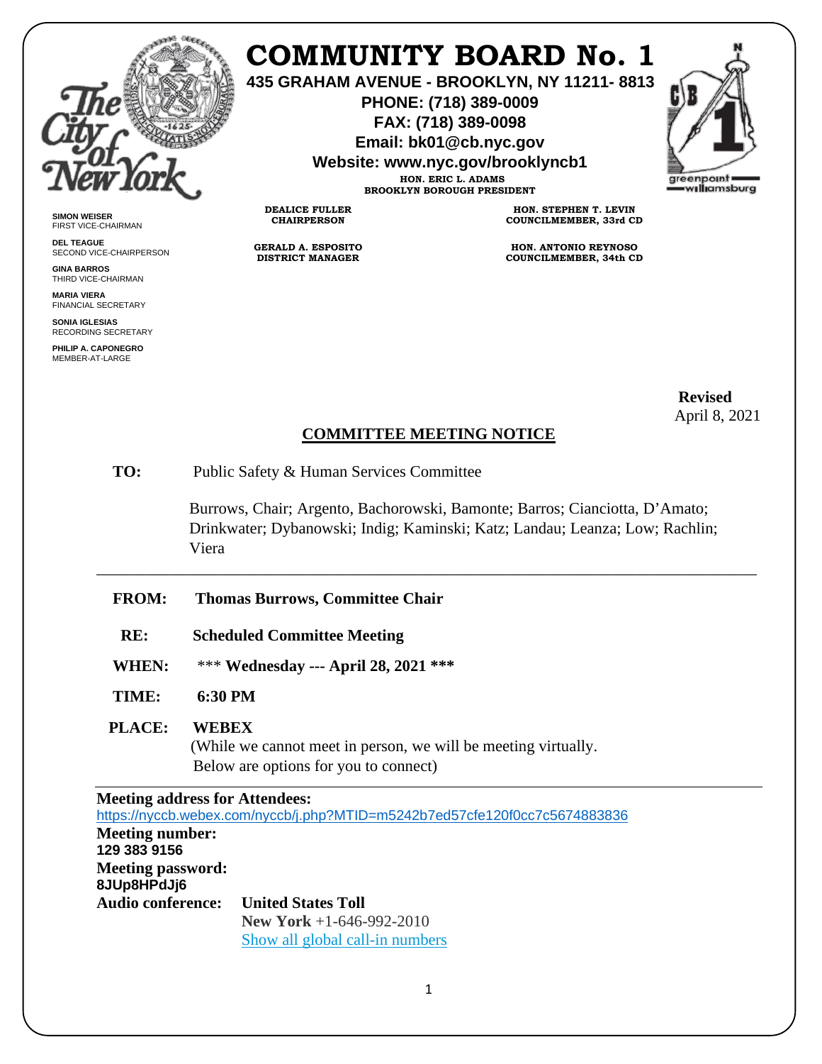# COMMUNITY BOARD No. 1

**435 GRAHAM AVENUE - BROOKLYN, NY 11211- 8813**
**PHONE: (718) 389-0009**
**FAX: (718) 389-0098**
**Email: bk01@cb.nyc.gov**
**Website: www.nyc.gov/brooklyncb1**

**HON. ERIC L. ADAMS**
**BROOKLYN BOROUGH PRESIDENT**

**DEALICE FULLER**
**CHAIRPERSON**

**GERALD A. ESPOSITO**
**DISTRICT MANAGER**

**HON. STEPHEN T. LEVIN**
**COUNCILMEMBER, 33rd CD**

**HON. ANTONIO REYNOSO**
**COUNCILMEMBER, 34th CD**

**SIMON WEISER**
FIRST VICE-CHAIRMAN

**DEL TEAGUE**
SECOND VICE-CHAIRPERSON

**GINA BARROS**
THIRD VICE-CHAIRMAN

**MARIA VIERA**
FINANCIAL SECRETARY

**SONIA IGLESIAS**
RECORDING SECRETARY

**PHILIP A. CAPONEGRO**
MEMBER-AT-LARGE

**Revised**
April 8, 2021

## COMMITTEE MEETING NOTICE

**TO:** Public Safety & Human Services Committee

Burrows, Chair; Argento, Bachorowski, Bamonte; Barros; Cianciotta, D'Amato; Drinkwater; Dybanowski; Indig; Kaminski; Katz; Landau; Leanza; Low; Rachlin; Viera

---

**FROM:** **Thomas Burrows, Committee Chair**

**RE:** **Scheduled Committee Meeting**

**WHEN:** *** **Wednesday --- April 28, 2021** ***

**TIME:** **6:30 PM**

**PLACE:** **WEBEX**
(While we cannot meet in person, we will be meeting virtually. Below are options for you to connect)

---

**Meeting address for Attendees:**
https://nyccb.webex.com/nyccb/j.php?MTID=m5242b7ed57cfe120f0cc7c5674883836

**Meeting number:**
**129 383 9156**

**Meeting password:**
**8JUp8HPdJj6**

**Audio conference:** **United States Toll**
**New York** +1-646-992-2010
Show all global call-in numbers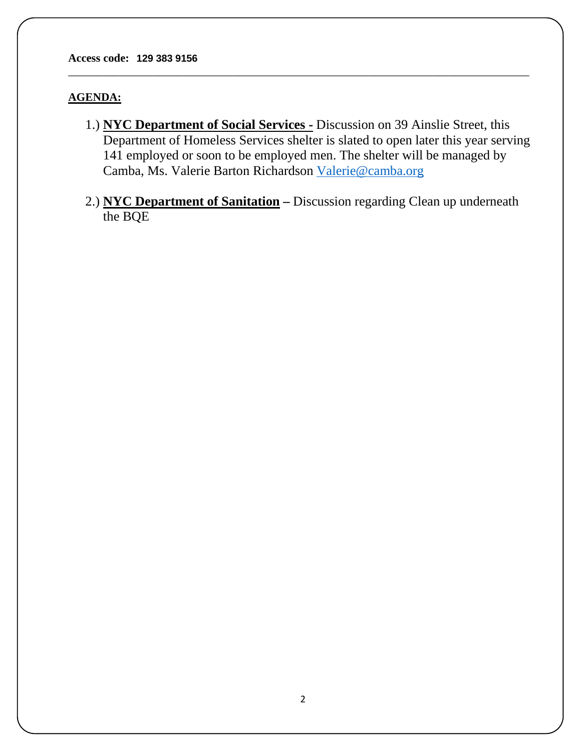**Access code: 129 383 9156**

---

**AGENDA:**

1.) **NYC Department of Social Services -** Discussion on 39 Ainslie Street, this Department of Homeless Services shelter is slated to open later this year serving 141 employed or soon to be employed men. The shelter will be managed by Camba, Ms. Valerie Barton Richardson Valerie@camba.org

2.) **NYC Department of Sanitation –** Discussion regarding Clean up underneath the BQE